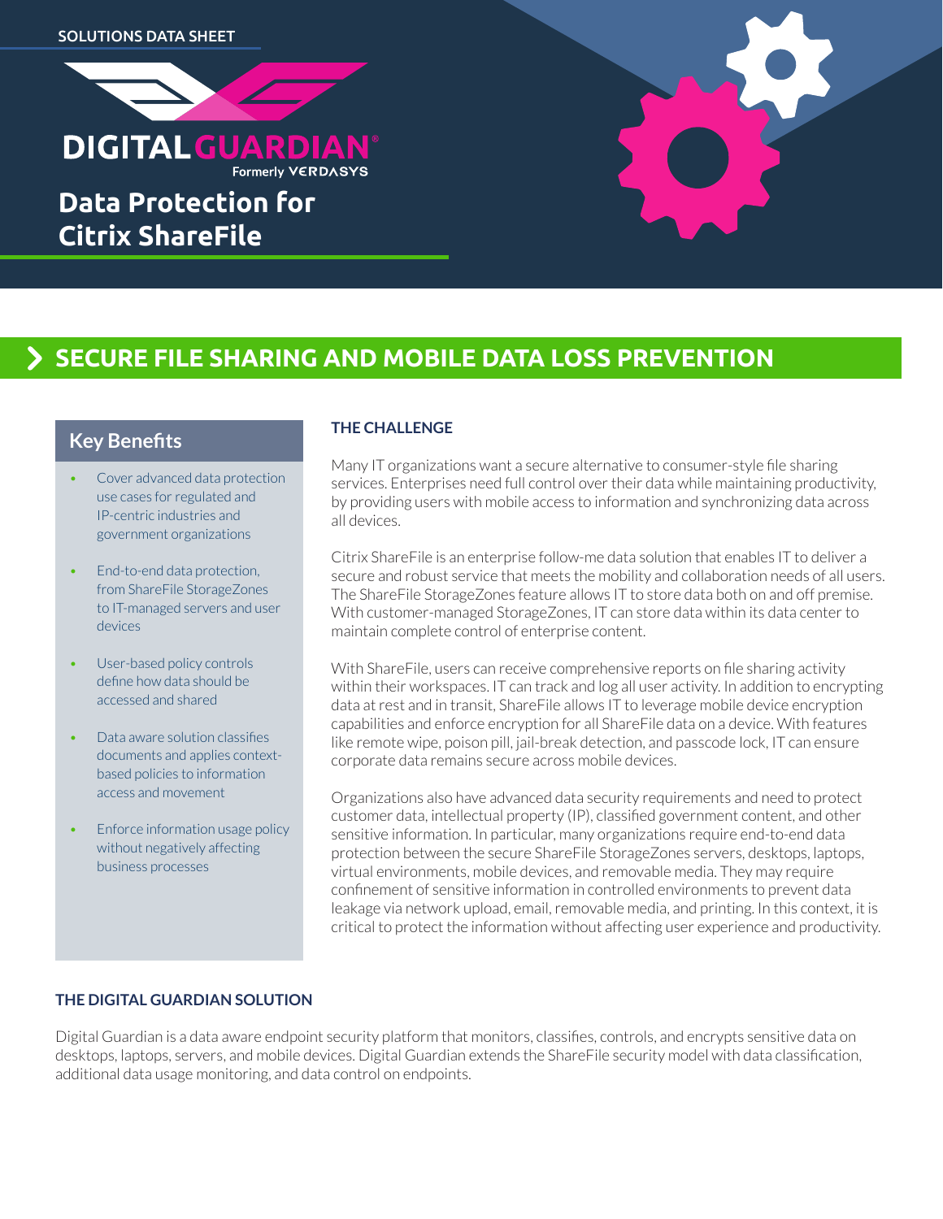SOLUTIONS DATA SHEET

DIGITAL GUARDIAN®

Formerly VERDASYS

# Data Protection for Citrix ShareFile

## SECURE FILE SHARING AND MOBILE DATA LOSS PREVENTION

### Key Benefits

- Cover advanced data protection use cases for regulated and IP-centric industries and government organizations
- End-to-end data protection, from ShareFile StorageZones to IT-managed servers and user devices
- User-based policy controls define how data should be accessed and shared
- Data aware solution classifies documents and applies context-based policies to information access and movement
- Enforce information usage policy without negatively affecting business processes

### THE CHALLENGE

Many IT organizations want a secure alternative to consumer-style file sharing services. Enterprises need full control over their data while maintaining productivity, by providing users with mobile access to information and synchronizing data across all devices.

Citrix ShareFile is an enterprise follow-me data solution that enables IT to deliver a secure and robust service that meets the mobility and collaboration needs of all users. The ShareFile StorageZones feature allows IT to store data both on and off premise. With customer-managed StorageZones, IT can store data within its data center to maintain complete control of enterprise content.

With ShareFile, users can receive comprehensive reports on file sharing activity within their workspaces. IT can track and log all user activity. In addition to encrypting data at rest and in transit, ShareFile allows IT to leverage mobile device encryption capabilities and enforce encryption for all ShareFile data on a device. With features like remote wipe, poison pill, jail-break detection, and passcode lock, IT can ensure corporate data remains secure across mobile devices.

Organizations also have advanced data security requirements and need to protect customer data, intellectual property (IP), classified government content, and other sensitive information. In particular, many organizations require end-to-end data protection between the secure ShareFile StorageZones servers, desktops, laptops, virtual environments, mobile devices, and removable media. They may require confinement of sensitive information in controlled environments to prevent data leakage via network upload, email, removable media, and printing. In this context, it is critical to protect the information without affecting user experience and productivity.

### THE DIGITAL GUARDIAN SOLUTION

Digital Guardian is a data aware endpoint security platform that monitors, classifies, controls, and encrypts sensitive data on desktops, laptops, servers, and mobile devices. Digital Guardian extends the ShareFile security model with data classification, additional data usage monitoring, and data control on endpoints.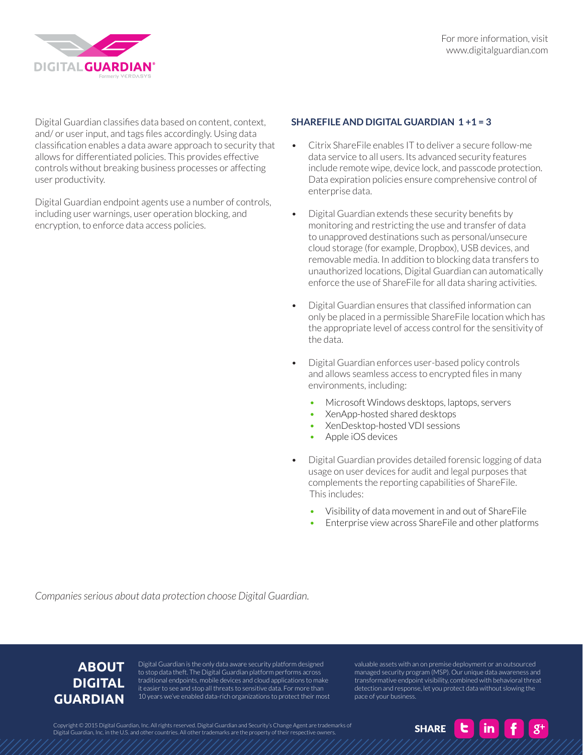For more information, visit www.digitalguardian.com

Digital Guardian classifies data based on content, context, and/ or user input, and tags files accordingly. Using data classification enables a data aware approach to security that allows for differentiated policies. This provides effective controls without breaking business processes or affecting user productivity.

Digital Guardian endpoint agents use a number of controls, including user warnings, user operation blocking, and encryption, to enforce data access policies.

## SHAREFILE AND DIGITAL GUARDIAN 1 +1 = 3

- Citrix ShareFile enables IT to deliver a secure follow-me data service to all users. Its advanced security features include remote wipe, device lock, and passcode protection. Data expiration policies ensure comprehensive control of enterprise data.
- Digital Guardian extends these security benefits by monitoring and restricting the use and transfer of data to unapproved destinations such as personal/unsecure cloud storage (for example, Dropbox), USB devices, and removable media. In addition to blocking data transfers to unauthorized locations, Digital Guardian can automatically enforce the use of ShareFile for all data sharing activities.
- Digital Guardian ensures that classified information can only be placed in a permissible ShareFile location which has the appropriate level of access control for the sensitivity of the data.
- Digital Guardian enforces user-based policy controls and allows seamless access to encrypted files in many environments, including:
  - Microsoft Windows desktops, laptops, servers
  - XenApp-hosted shared desktops
  - XenDesktop-hosted VDI sessions
  - Apple iOS devices
- Digital Guardian provides detailed forensic logging of data usage on user devices for audit and legal purposes that complements the reporting capabilities of ShareFile. This includes:
  - Visibility of data movement in and out of ShareFile
  - Enterprise view across ShareFile and other platforms

*Companies serious about data protection choose Digital Guardian.*

## ABOUT DIGITAL GUARDIAN

Digital Guardian is the only data aware security platform designed to stop data theft. The Digital Guardian platform performs across traditional endpoints, mobile devices and cloud applications to make it easier to see and stop all threats to sensitive data. For more than 10 years we've enabled data-rich organizations to protect their most valuable assets with an on premise deployment or an outsourced managed security program (MSP). Our unique data awareness and transformative endpoint visibility, combined with behavioral threat detection and response, let you protect data without slowing the pace of your business.

Copyright © 2015 Digital Guardian, Inc. All rights reserved. Digital Guardian and Security's Change Agent are trademarks of Digital Guardian, Inc. in the U.S. and other countries. All other trademarks are the property of their respective owners.

SHARE